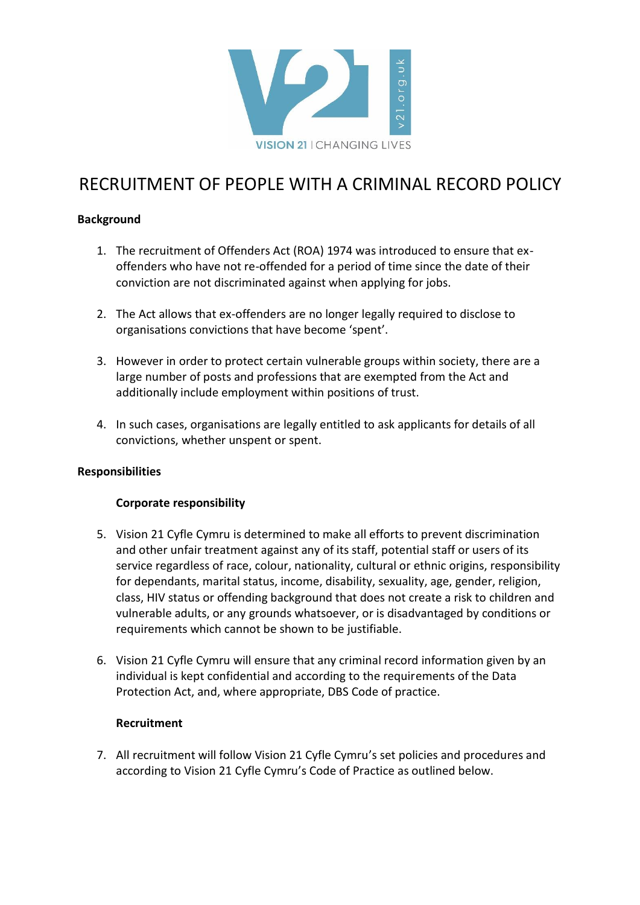# RECRUITMENT OF PEOPLE WITH A CRIMINAL RECORD POLICY

**Background**

1. The recruitment of Offenders Act (ROA) 1974 was introduced to ensure that ex-offenders who have not re-offended for a period of time since the date of their conviction are not discriminated against when applying for jobs.

2. The Act allows that ex-offenders are no longer legally required to disclose to organisations convictions that have become 'spent'.

3. However in order to protect certain vulnerable groups within society, there are a large number of posts and professions that are exempted from the Act and additionally include employment within positions of trust.

4. In such cases, organisations are legally entitled to ask applicants for details of all convictions, whether unspent or spent.

**Responsibilities**

**Corporate responsibility**

5. Vision 21 Cyfle Cymru is determined to make all efforts to prevent discrimination and other unfair treatment against any of its staff, potential staff or users of its service regardless of race, colour, nationality, cultural or ethnic origins, responsibility for dependants, marital status, income, disability, sexuality, age, gender, religion, class, HIV status or offending background that does not create a risk to children and vulnerable adults, or any grounds whatsoever, or is disadvantaged by conditions or requirements which cannot be shown to be justifiable.

6. Vision 21 Cyfle Cymru will ensure that any criminal record information given by an individual is kept confidential and according to the requirements of the Data Protection Act, and, where appropriate, DBS Code of practice.

**Recruitment**

7. All recruitment will follow Vision 21 Cyfle Cymru's set policies and procedures and according to Vision 21 Cyfle Cymru's Code of Practice as outlined below.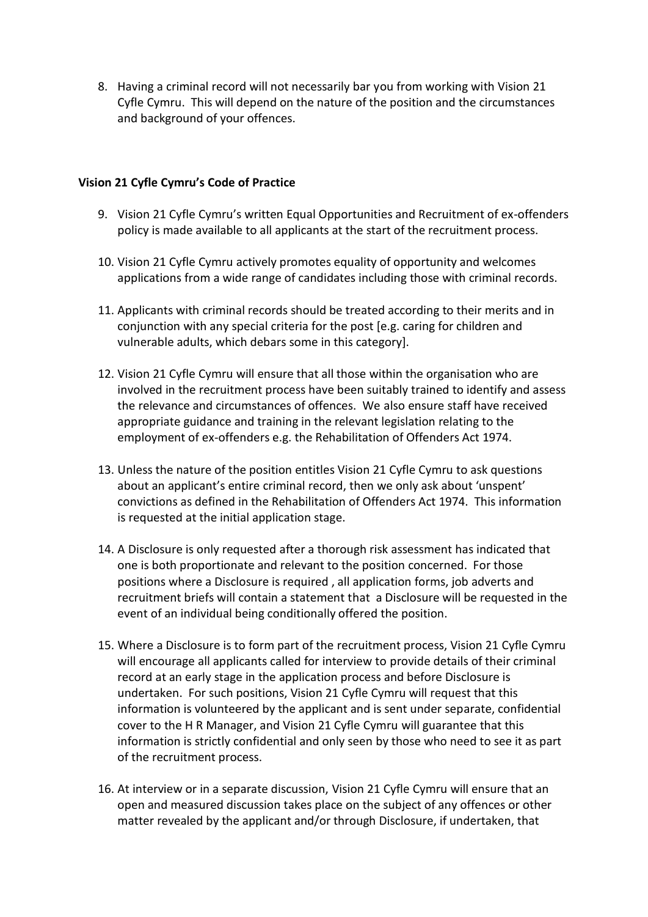8. Having a criminal record will not necessarily bar you from working with Vision 21 Cyfle Cymru. This will depend on the nature of the position and the circumstances and background of your offences.

**Vision 21 Cyfle Cymru's Code of Practice**

9. Vision 21 Cyfle Cymru's written Equal Opportunities and Recruitment of ex-offenders policy is made available to all applicants at the start of the recruitment process.

10. Vision 21 Cyfle Cymru actively promotes equality of opportunity and welcomes applications from a wide range of candidates including those with criminal records.

11. Applicants with criminal records should be treated according to their merits and in conjunction with any special criteria for the post [e.g. caring for children and vulnerable adults, which debars some in this category].

12. Vision 21 Cyfle Cymru will ensure that all those within the organisation who are involved in the recruitment process have been suitably trained to identify and assess the relevance and circumstances of offences. We also ensure staff have received appropriate guidance and training in the relevant legislation relating to the employment of ex-offenders e.g. the Rehabilitation of Offenders Act 1974.

13. Unless the nature of the position entitles Vision 21 Cyfle Cymru to ask questions about an applicant's entire criminal record, then we only ask about 'unspent' convictions as defined in the Rehabilitation of Offenders Act 1974. This information is requested at the initial application stage.

14. A Disclosure is only requested after a thorough risk assessment has indicated that one is both proportionate and relevant to the position concerned. For those positions where a Disclosure is required , all application forms, job adverts and recruitment briefs will contain a statement that a Disclosure will be requested in the event of an individual being conditionally offered the position.

15. Where a Disclosure is to form part of the recruitment process, Vision 21 Cyfle Cymru will encourage all applicants called for interview to provide details of their criminal record at an early stage in the application process and before Disclosure is undertaken. For such positions, Vision 21 Cyfle Cymru will request that this information is volunteered by the applicant and is sent under separate, confidential cover to the H R Manager, and Vision 21 Cyfle Cymru will guarantee that this information is strictly confidential and only seen by those who need to see it as part of the recruitment process.

16. At interview or in a separate discussion, Vision 21 Cyfle Cymru will ensure that an open and measured discussion takes place on the subject of any offences or other matter revealed by the applicant and/or through Disclosure, if undertaken, that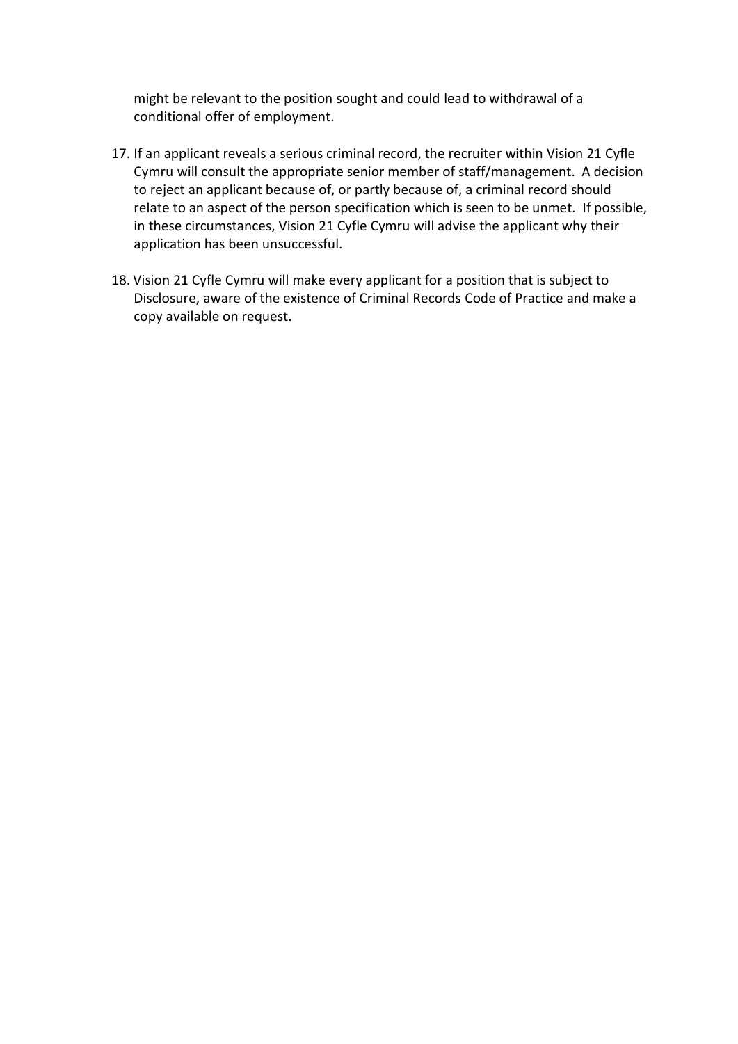might be relevant to the position sought and could lead to withdrawal of a conditional offer of employment.

17. If an applicant reveals a serious criminal record, the recruiter within Vision 21 Cyfle Cymru will consult the appropriate senior member of staff/management. A decision to reject an applicant because of, or partly because of, a criminal record should relate to an aspect of the person specification which is seen to be unmet. If possible, in these circumstances, Vision 21 Cyfle Cymru will advise the applicant why their application has been unsuccessful.

18. Vision 21 Cyfle Cymru will make every applicant for a position that is subject to Disclosure, aware of the existence of Criminal Records Code of Practice and make a copy available on request.